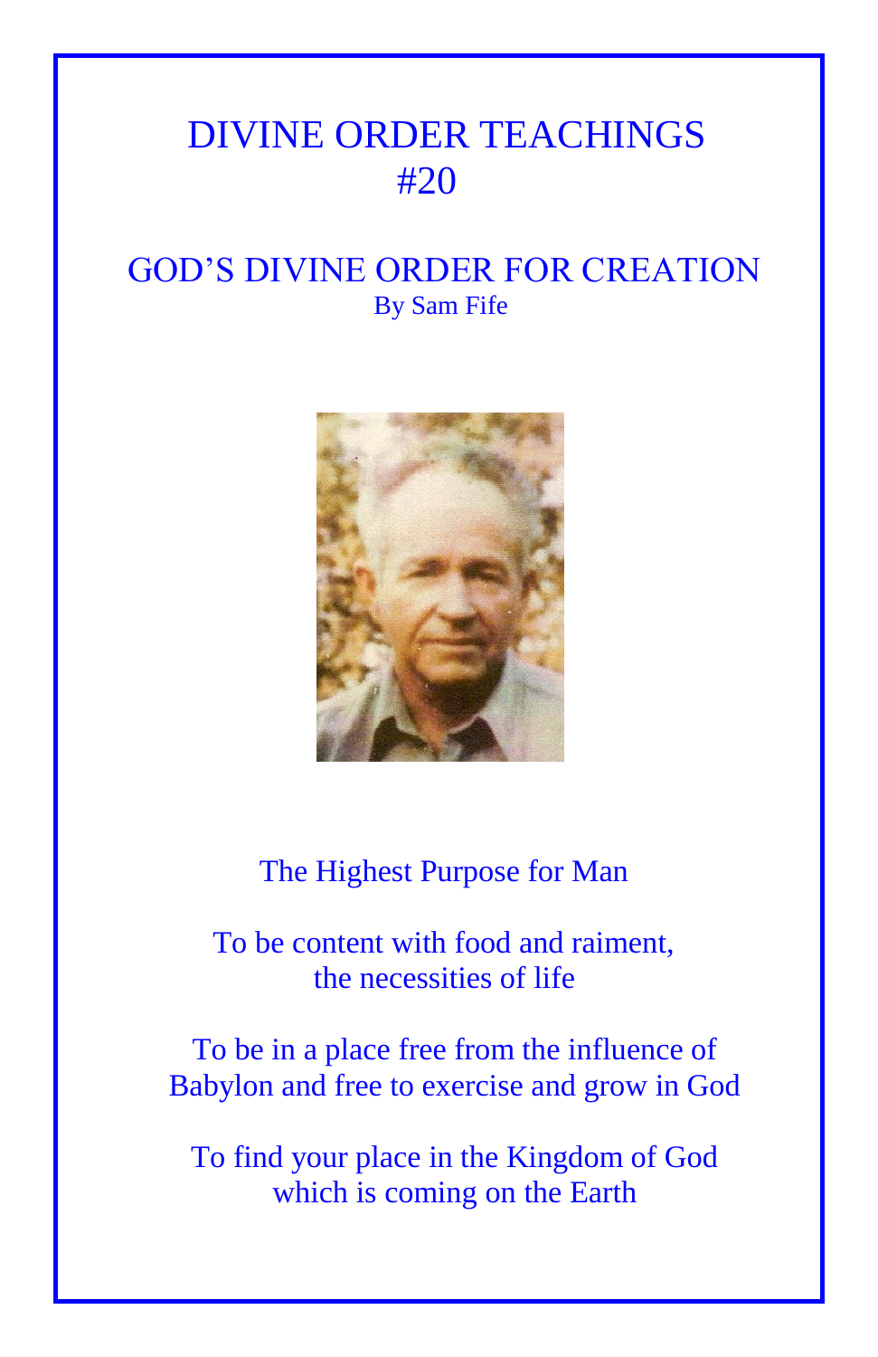# DIVINE ORDER TEACHINGS #20

## GOD'S DIVINE ORDER FOR CREATION

By Sam Fife

The Highest Purpose for Man

To be content with food and raiment, the necessities of life

To be in a place free from the influence of Babylon and free to exercise and grow in God

To find your place in the Kingdom of God which is coming on the Earth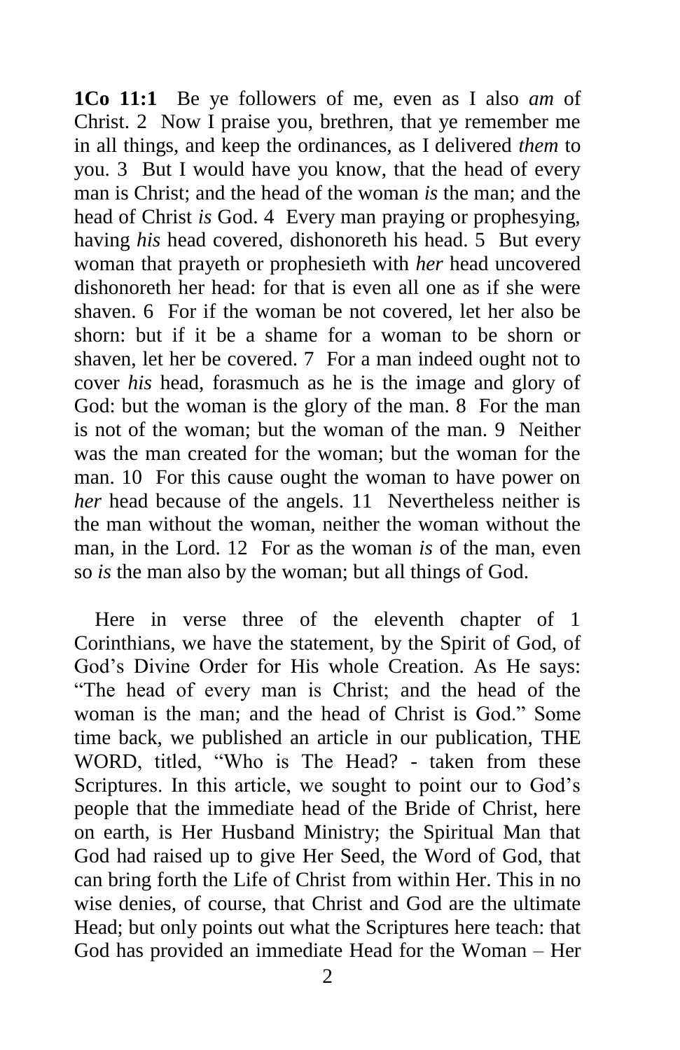**1Co 11:1** Be ye followers of me, even as I also *am* of Christ. 2 Now I praise you, brethren, that ye remember me in all things, and keep the ordinances, as I delivered *them* to you. 3 But I would have you know, that the head of every man is Christ; and the head of the woman *is* the man; and the head of Christ *is* God. 4 Every man praying or prophesying, having *his* head covered, dishonoreth his head. 5 But every woman that prayeth or prophesieth with *her* head uncovered dishonoreth her head: for that is even all one as if she were shaven. 6 For if the woman be not covered, let her also be shorn: but if it be a shame for a woman to be shorn or shaven, let her be covered. 7 For a man indeed ought not to cover *his* head, forasmuch as he is the image and glory of God: but the woman is the glory of the man. 8 For the man is not of the woman; but the woman of the man. 9 Neither was the man created for the woman; but the woman for the man. 10 For this cause ought the woman to have power on *her* head because of the angels. 11 Nevertheless neither is the man without the woman, neither the woman without the man, in the Lord. 12 For as the woman *is* of the man, even so *is* the man also by the woman; but all things of God.

Here in verse three of the eleventh chapter of 1 Corinthians, we have the statement, by the Spirit of God, of God's Divine Order for His whole Creation. As He says: "The head of every man is Christ; and the head of the woman is the man; and the head of Christ is God." Some time back, we published an article in our publication, THE WORD, titled, "Who is The Head? - taken from these Scriptures. In this article, we sought to point our to God's people that the immediate head of the Bride of Christ, here on earth, is Her Husband Ministry; the Spiritual Man that God had raised up to give Her Seed, the Word of God, that can bring forth the Life of Christ from within Her. This in no wise denies, of course, that Christ and God are the ultimate Head; but only points out what the Scriptures here teach: that God has provided an immediate Head for the Woman – Her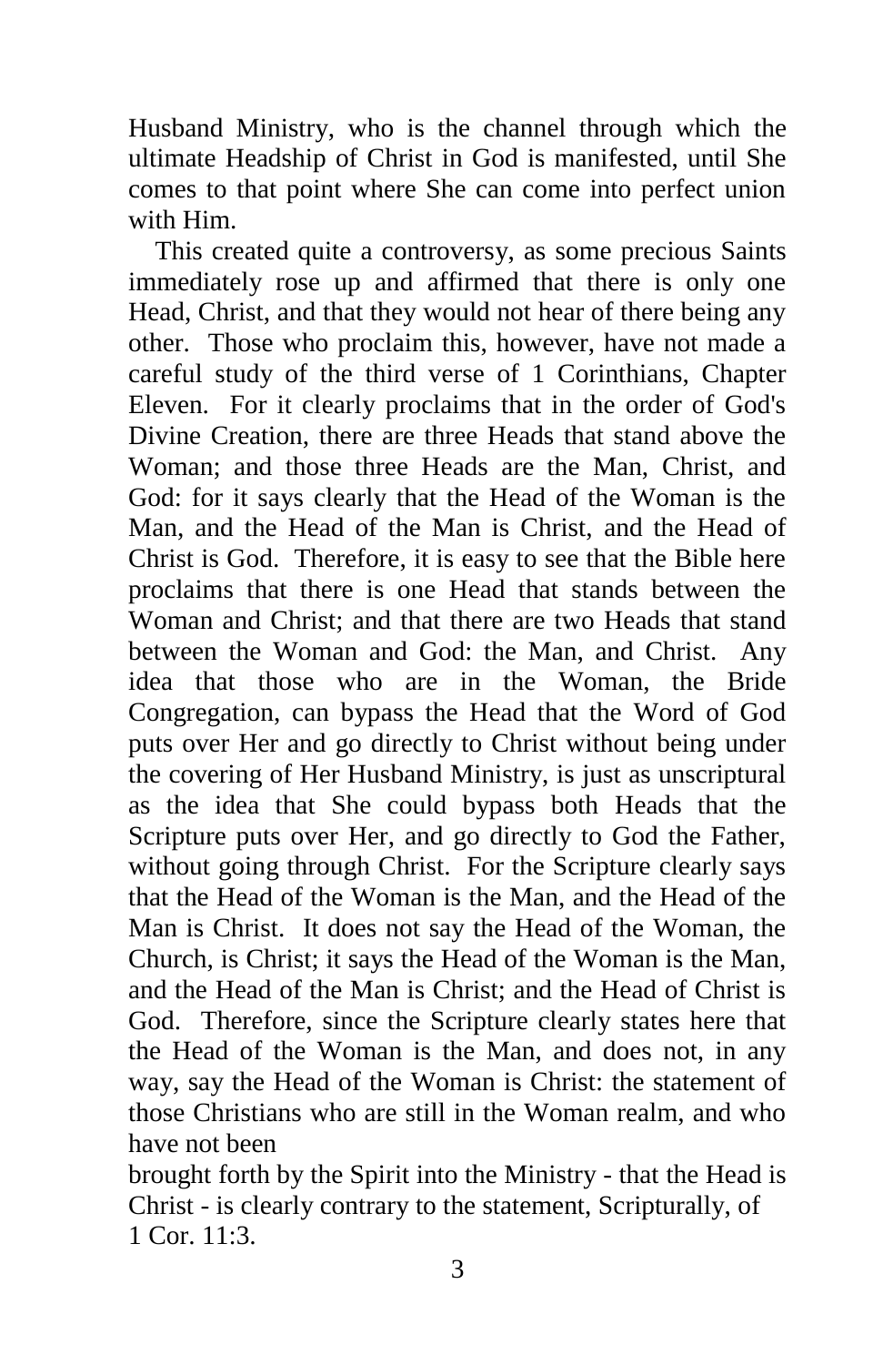Husband Ministry, who is the channel through which the ultimate Headship of Christ in God is manifested, until She comes to that point where She can come into perfect union with Him.

This created quite a controversy, as some precious Saints immediately rose up and affirmed that there is only one Head, Christ, and that they would not hear of there being any other. Those who proclaim this, however, have not made a careful study of the third verse of 1 Corinthians, Chapter Eleven. For it clearly proclaims that in the order of God's Divine Creation, there are three Heads that stand above the Woman; and those three Heads are the Man, Christ, and God: for it says clearly that the Head of the Woman is the Man, and the Head of the Man is Christ, and the Head of Christ is God. Therefore, it is easy to see that the Bible here proclaims that there is one Head that stands between the Woman and Christ; and that there are two Heads that stand between the Woman and God: the Man, and Christ. Any idea that those who are in the Woman, the Bride Congregation, can bypass the Head that the Word of God puts over Her and go directly to Christ without being under the covering of Her Husband Ministry, is just as unscriptural as the idea that She could bypass both Heads that the Scripture puts over Her, and go directly to God the Father, without going through Christ. For the Scripture clearly says that the Head of the Woman is the Man, and the Head of the Man is Christ. It does not say the Head of the Woman, the Church, is Christ; it says the Head of the Woman is the Man, and the Head of the Man is Christ; and the Head of Christ is God. Therefore, since the Scripture clearly states here that the Head of the Woman is the Man, and does not, in any way, say the Head of the Woman is Christ: the statement of those Christians who are still in the Woman realm, and who have not been brought forth by the Spirit into the Ministry - that the Head is Christ - is clearly contrary to the statement, Scripturally, of 1 Cor. 11:3.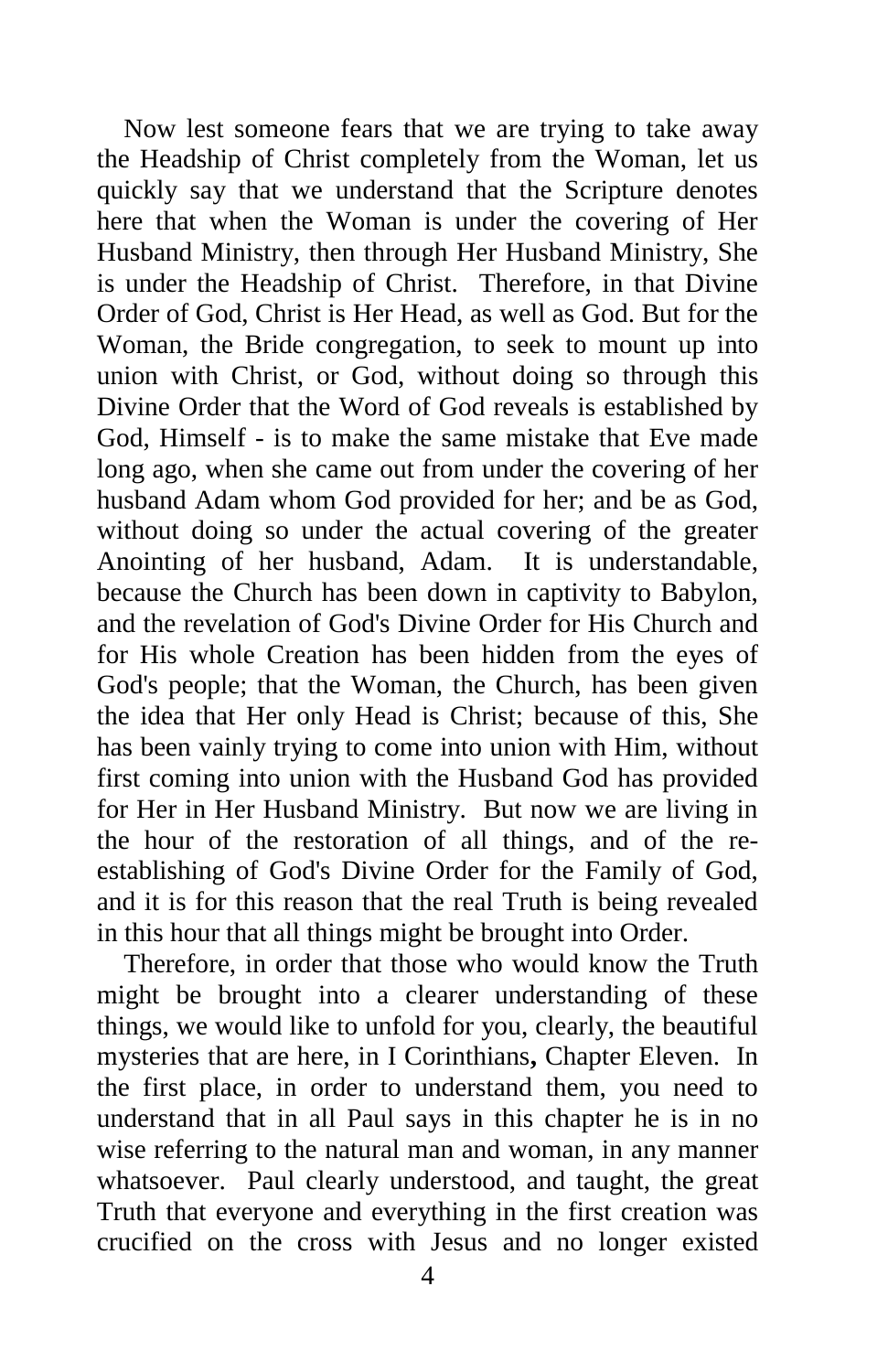Now lest someone fears that we are trying to take away the Headship of Christ completely from the Woman, let us quickly say that we understand that the Scripture denotes here that when the Woman is under the covering of Her Husband Ministry, then through Her Husband Ministry, She is under the Headship of Christ. Therefore, in that Divine Order of God, Christ is Her Head, as well as God. But for the Woman, the Bride congregation, to seek to mount up into union with Christ, or God, without doing so through this Divine Order that the Word of God reveals is established by God, Himself - is to make the same mistake that Eve made long ago, when she came out from under the covering of her husband Adam whom God provided for her; and be as God, without doing so under the actual covering of the greater Anointing of her husband, Adam. It is understandable, because the Church has been down in captivity to Babylon, and the revelation of God's Divine Order for His Church and for His whole Creation has been hidden from the eyes of God's people; that the Woman, the Church, has been given the idea that Her only Head is Christ; because of this, She has been vainly trying to come into union with Him, without first coming into union with the Husband God has provided for Her in Her Husband Ministry. But now we are living in the hour of the restoration of all things, and of the re-establishing of God's Divine Order for the Family of God, and it is for this reason that the real Truth is being revealed in this hour that all things might be brought into Order.

Therefore, in order that those who would know the Truth might be brought into a clearer understanding of these things, we would like to unfold for you, clearly, the beautiful mysteries that are here, in I Corinthians**,** Chapter Eleven. In the first place, in order to understand them, you need to understand that in all Paul says in this chapter he is in no wise referring to the natural man and woman, in any manner whatsoever. Paul clearly understood, and taught, the great Truth that everyone and everything in the first creation was crucified on the cross with Jesus and no longer existed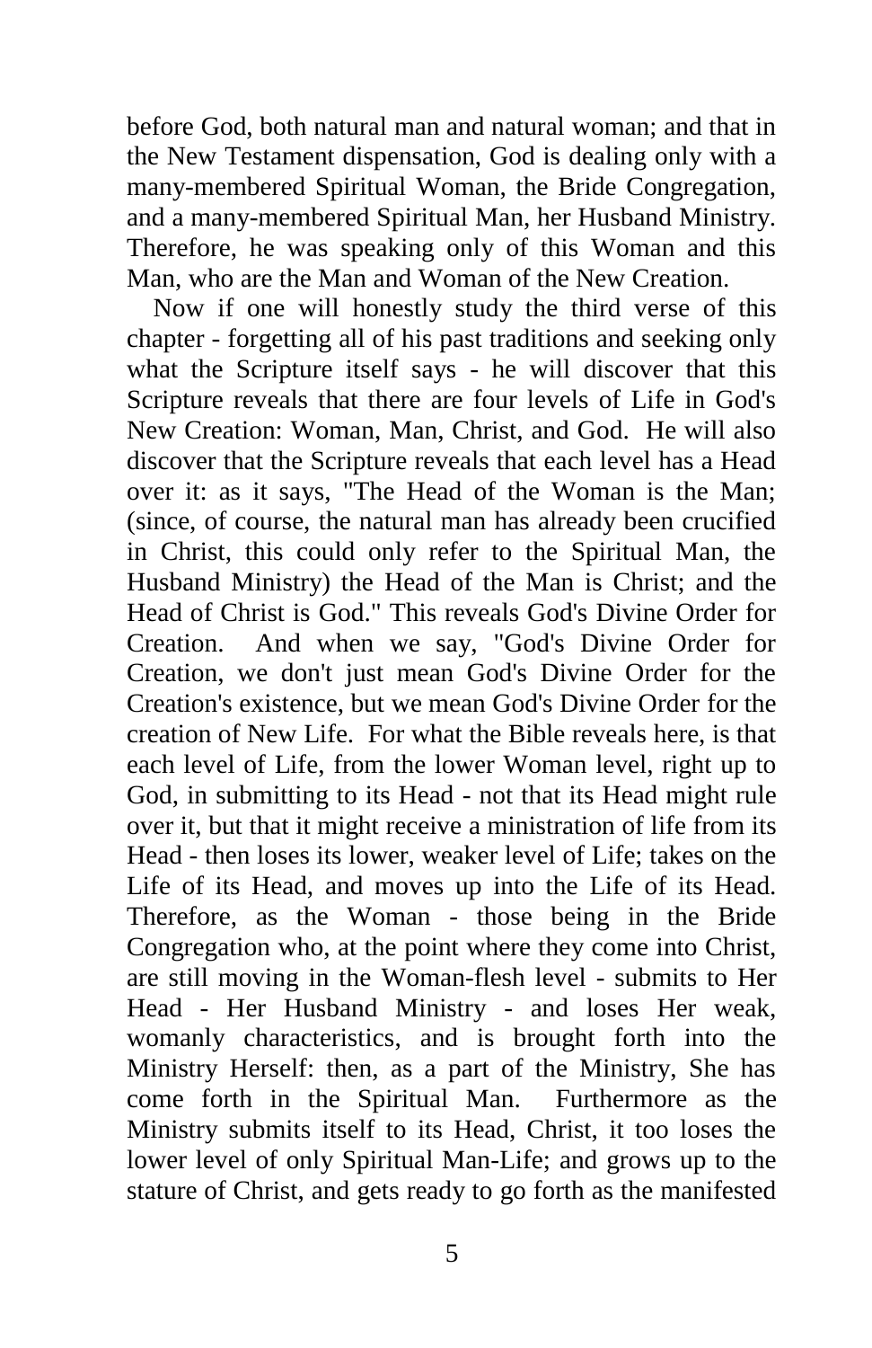before God, both natural man and natural woman; and that in the New Testament dispensation, God is dealing only with a many-membered Spiritual Woman, the Bride Congregation, and a many-membered Spiritual Man, her Husband Ministry. Therefore, he was speaking only of this Woman and this Man, who are the Man and Woman of the New Creation.

Now if one will honestly study the third verse of this chapter - forgetting all of his past traditions and seeking only what the Scripture itself says - he will discover that this Scripture reveals that there are four levels of Life in God's New Creation: Woman, Man, Christ, and God. He will also discover that the Scripture reveals that each level has a Head over it: as it says, "The Head of the Woman is the Man; (since, of course, the natural man has already been crucified in Christ, this could only refer to the Spiritual Man, the Husband Ministry) the Head of the Man is Christ; and the Head of Christ is God." This reveals God's Divine Order for Creation. And when we say, "God's Divine Order for Creation, we don't just mean God's Divine Order for the Creation's existence, but we mean God's Divine Order for the creation of New Life. For what the Bible reveals here, is that each level of Life, from the lower Woman level, right up to God, in submitting to its Head - not that its Head might rule over it, but that it might receive a ministration of life from its Head - then loses its lower, weaker level of Life; takes on the Life of its Head, and moves up into the Life of its Head. Therefore, as the Woman - those being in the Bride Congregation who, at the point where they come into Christ, are still moving in the Woman-flesh level - submits to Her Head - Her Husband Ministry - and loses Her weak, womanly characteristics, and is brought forth into the Ministry Herself: then, as a part of the Ministry, She has come forth in the Spiritual Man. Furthermore as the Ministry submits itself to its Head, Christ, it too loses the lower level of only Spiritual Man-Life; and grows up to the stature of Christ, and gets ready to go forth as the manifested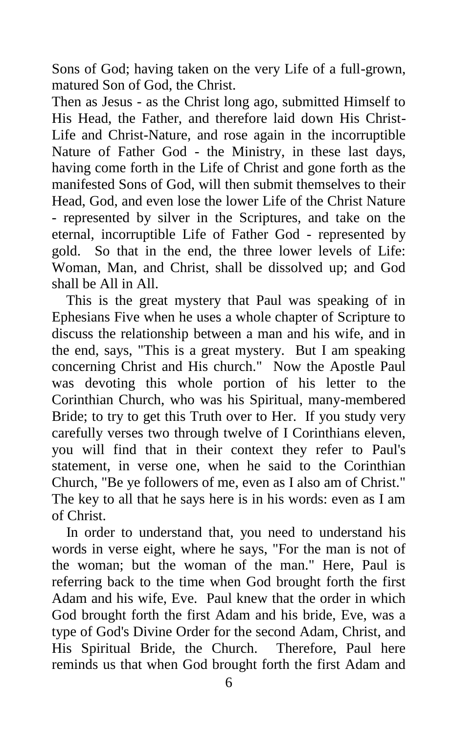Sons of God; having taken on the very Life of a full-grown, matured Son of God, the Christ.

Then as Jesus - as the Christ long ago, submitted Himself to His Head, the Father, and therefore laid down His Christ-Life and Christ-Nature, and rose again in the incorruptible Nature of Father God - the Ministry, in these last days, having come forth in the Life of Christ and gone forth as the manifested Sons of God, will then submit themselves to their Head, God, and even lose the lower Life of the Christ Nature - represented by silver in the Scriptures, and take on the eternal, incorruptible Life of Father God - represented by gold. So that in the end, the three lower levels of Life: Woman, Man, and Christ, shall be dissolved up; and God shall be All in All.

This is the great mystery that Paul was speaking of in Ephesians Five when he uses a whole chapter of Scripture to discuss the relationship between a man and his wife, and in the end, says, "This is a great mystery. But I am speaking concerning Christ and His church." Now the Apostle Paul was devoting this whole portion of his letter to the Corinthian Church, who was his Spiritual, many-membered Bride; to try to get this Truth over to Her. If you study very carefully verses two through twelve of I Corinthians eleven, you will find that in their context they refer to Paul's statement, in verse one, when he said to the Corinthian Church, "Be ye followers of me, even as I also am of Christ." The key to all that he says here is in his words: even as I am of Christ.

In order to understand that, you need to understand his words in verse eight, where he says, "For the man is not of the woman; but the woman of the man." Here, Paul is referring back to the time when God brought forth the first Adam and his wife, Eve. Paul knew that the order in which God brought forth the first Adam and his bride, Eve, was a type of God's Divine Order for the second Adam, Christ, and His Spiritual Bride, the Church. Therefore, Paul here reminds us that when God brought forth the first Adam and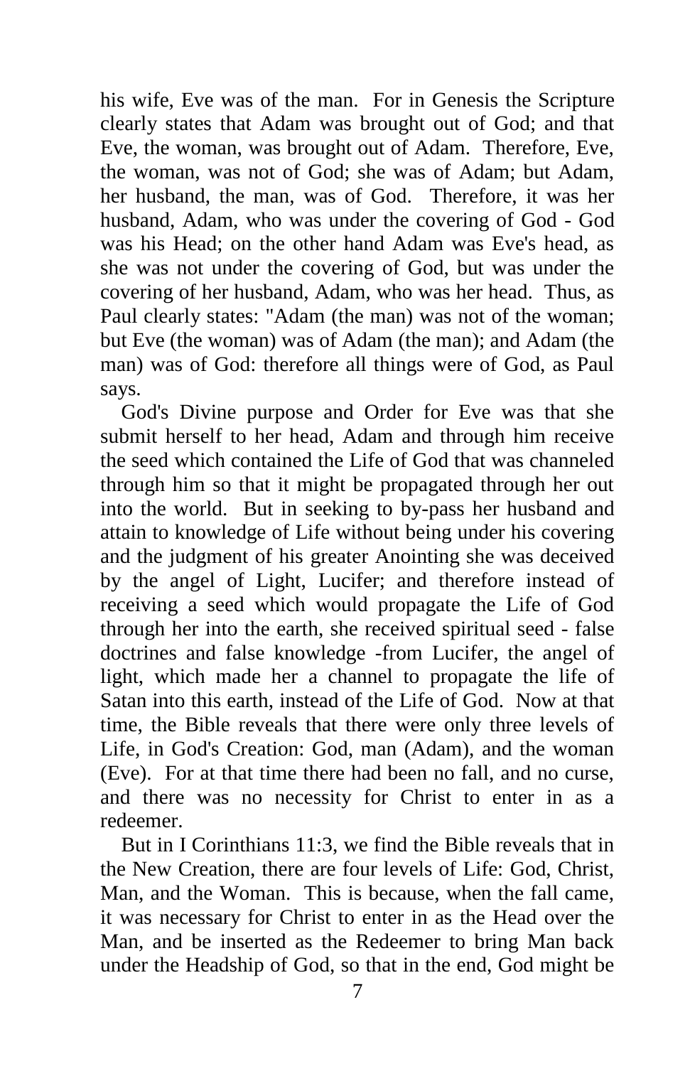his wife, Eve was of the man. For in Genesis the Scripture clearly states that Adam was brought out of God; and that Eve, the woman, was brought out of Adam. Therefore, Eve, the woman, was not of God; she was of Adam; but Adam, her husband, the man, was of God. Therefore, it was her husband, Adam, who was under the covering of God - God was his Head; on the other hand Adam was Eve's head, as she was not under the covering of God, but was under the covering of her husband, Adam, who was her head. Thus, as Paul clearly states: "Adam (the man) was not of the woman; but Eve (the woman) was of Adam (the man); and Adam (the man) was of God: therefore all things were of God, as Paul says.

God's Divine purpose and Order for Eve was that she submit herself to her head, Adam and through him receive the seed which contained the Life of God that was channeled through him so that it might be propagated through her out into the world. But in seeking to by-pass her husband and attain to knowledge of Life without being under his covering and the judgment of his greater Anointing she was deceived by the angel of Light, Lucifer; and therefore instead of receiving a seed which would propagate the Life of God through her into the earth, she received spiritual seed - false doctrines and false knowledge -from Lucifer, the angel of light, which made her a channel to propagate the life of Satan into this earth, instead of the Life of God. Now at that time, the Bible reveals that there were only three levels of Life, in God's Creation: God, man (Adam), and the woman (Eve). For at that time there had been no fall, and no curse, and there was no necessity for Christ to enter in as a redeemer.

But in I Corinthians 11:3, we find the Bible reveals that in the New Creation, there are four levels of Life: God, Christ, Man, and the Woman. This is because, when the fall came, it was necessary for Christ to enter in as the Head over the Man, and be inserted as the Redeemer to bring Man back under the Headship of God, so that in the end, God might be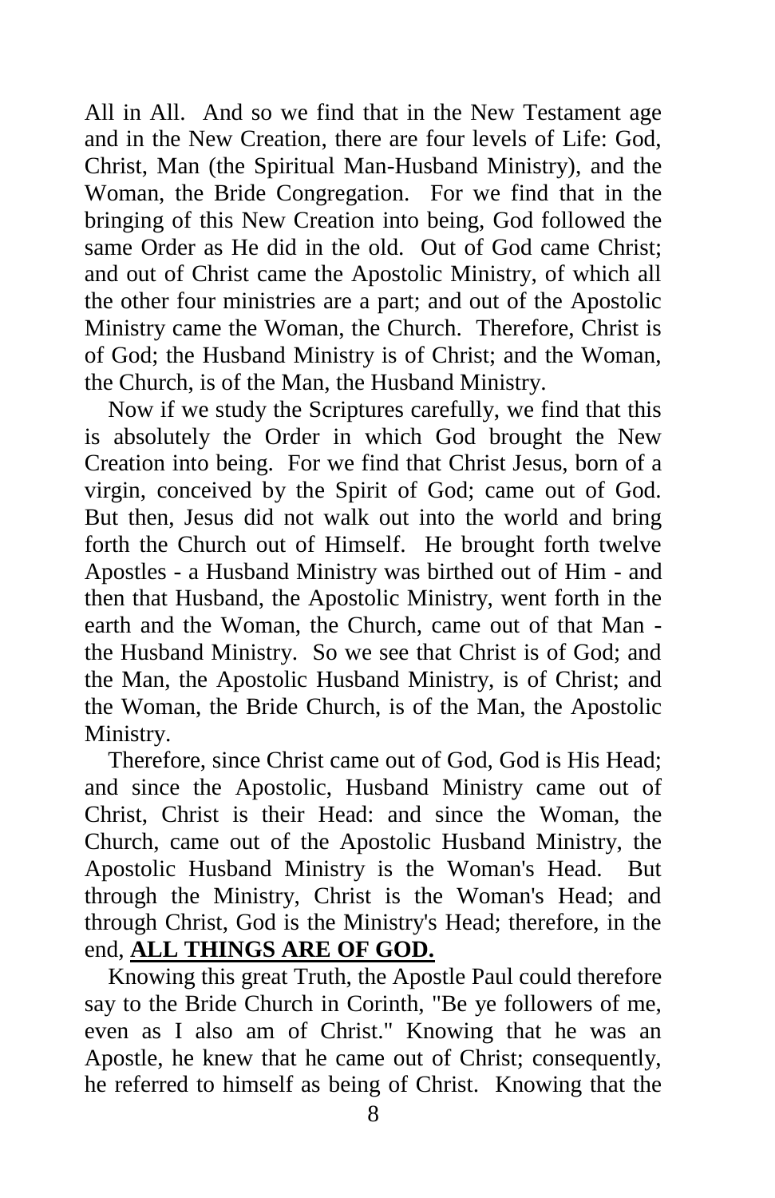All in All. And so we find that in the New Testament age and in the New Creation, there are four levels of Life: God, Christ, Man (the Spiritual Man-Husband Ministry), and the Woman, the Bride Congregation. For we find that in the bringing of this New Creation into being, God followed the same Order as He did in the old. Out of God came Christ; and out of Christ came the Apostolic Ministry, of which all the other four ministries are a part; and out of the Apostolic Ministry came the Woman, the Church. Therefore, Christ is of God; the Husband Ministry is of Christ; and the Woman, the Church, is of the Man, the Husband Ministry.

Now if we study the Scriptures carefully, we find that this is absolutely the Order in which God brought the New Creation into being. For we find that Christ Jesus, born of a virgin, conceived by the Spirit of God; came out of God. But then, Jesus did not walk out into the world and bring forth the Church out of Himself. He brought forth twelve Apostles - a Husband Ministry was birthed out of Him - and then that Husband, the Apostolic Ministry, went forth in the earth and the Woman, the Church, came out of that Man - the Husband Ministry. So we see that Christ is of God; and the Man, the Apostolic Husband Ministry, is of Christ; and the Woman, the Bride Church, is of the Man, the Apostolic Ministry.

Therefore, since Christ came out of God, God is His Head; and since the Apostolic, Husband Ministry came out of Christ, Christ is their Head: and since the Woman, the Church, came out of the Apostolic Husband Ministry, the Apostolic Husband Ministry is the Woman's Head. But through the Ministry, Christ is the Woman's Head; and through Christ, God is the Ministry's Head; therefore, in the end, **ALL THINGS ARE OF GOD.**

Knowing this great Truth, the Apostle Paul could therefore say to the Bride Church in Corinth, "Be ye followers of me, even as I also am of Christ." Knowing that he was an Apostle, he knew that he came out of Christ; consequently, he referred to himself as being of Christ. Knowing that the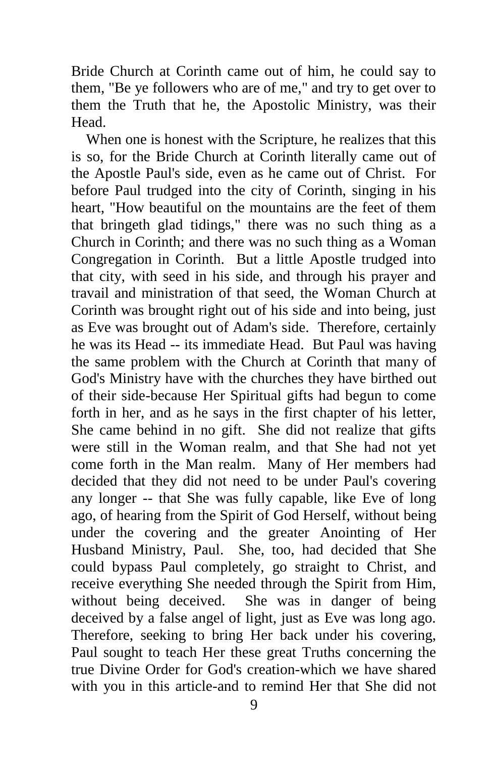Bride Church at Corinth came out of him, he could say to them, "Be ye followers who are of me," and try to get over to them the Truth that he, the Apostolic Ministry, was their Head.

When one is honest with the Scripture, he realizes that this is so, for the Bride Church at Corinth literally came out of the Apostle Paul's side, even as he came out of Christ. For before Paul trudged into the city of Corinth, singing in his heart, "How beautiful on the mountains are the feet of them that bringeth glad tidings," there was no such thing as a Church in Corinth; and there was no such thing as a Woman Congregation in Corinth. But a little Apostle trudged into that city, with seed in his side, and through his prayer and travail and ministration of that seed, the Woman Church at Corinth was brought right out of his side and into being, just as Eve was brought out of Adam's side. Therefore, certainly he was its Head -- its immediate Head. But Paul was having the same problem with the Church at Corinth that many of God's Ministry have with the churches they have birthed out of their side-because Her Spiritual gifts had begun to come forth in her, and as he says in the first chapter of his letter, She came behind in no gift. She did not realize that gifts were still in the Woman realm, and that She had not yet come forth in the Man realm. Many of Her members had decided that they did not need to be under Paul's covering any longer -- that She was fully capable, like Eve of long ago, of hearing from the Spirit of God Herself, without being under the covering and the greater Anointing of Her Husband Ministry, Paul. She, too, had decided that She could bypass Paul completely, go straight to Christ, and receive everything She needed through the Spirit from Him, without being deceived. She was in danger of being deceived by a false angel of light, just as Eve was long ago. Therefore, seeking to bring Her back under his covering, Paul sought to teach Her these great Truths concerning the true Divine Order for God's creation-which we have shared with you in this article-and to remind Her that She did not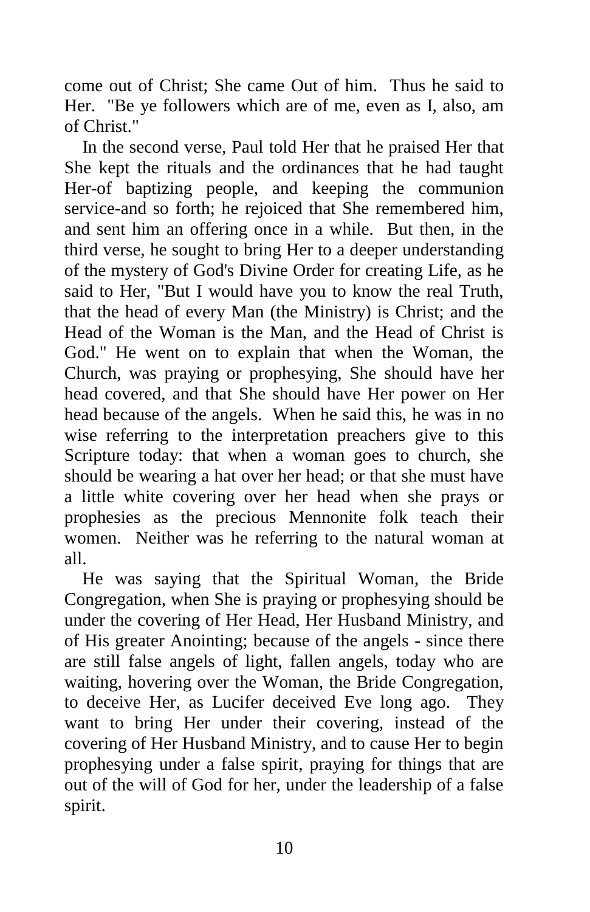come out of Christ; She came Out of him. Thus he said to Her. "Be ye followers which are of me, even as I, also, am of Christ."

In the second verse, Paul told Her that he praised Her that She kept the rituals and the ordinances that he had taught Her-of baptizing people, and keeping the communion service-and so forth; he rejoiced that She remembered him, and sent him an offering once in a while. But then, in the third verse, he sought to bring Her to a deeper understanding of the mystery of God's Divine Order for creating Life, as he said to Her, "But I would have you to know the real Truth, that the head of every Man (the Ministry) is Christ; and the Head of the Woman is the Man, and the Head of Christ is God." He went on to explain that when the Woman, the Church, was praying or prophesying, She should have her head covered, and that She should have Her power on Her head because of the angels. When he said this, he was in no wise referring to the interpretation preachers give to this Scripture today: that when a woman goes to church, she should be wearing a hat over her head; or that she must have a little white covering over her head when she prays or prophesies as the precious Mennonite folk teach their women. Neither was he referring to the natural woman at all.

He was saying that the Spiritual Woman, the Bride Congregation, when She is praying or prophesying should be under the covering of Her Head, Her Husband Ministry, and of His greater Anointing; because of the angels - since there are still false angels of light, fallen angels, today who are waiting, hovering over the Woman, the Bride Congregation, to deceive Her, as Lucifer deceived Eve long ago. They want to bring Her under their covering, instead of the covering of Her Husband Ministry, and to cause Her to begin prophesying under a false spirit, praying for things that are out of the will of God for her, under the leadership of a false spirit.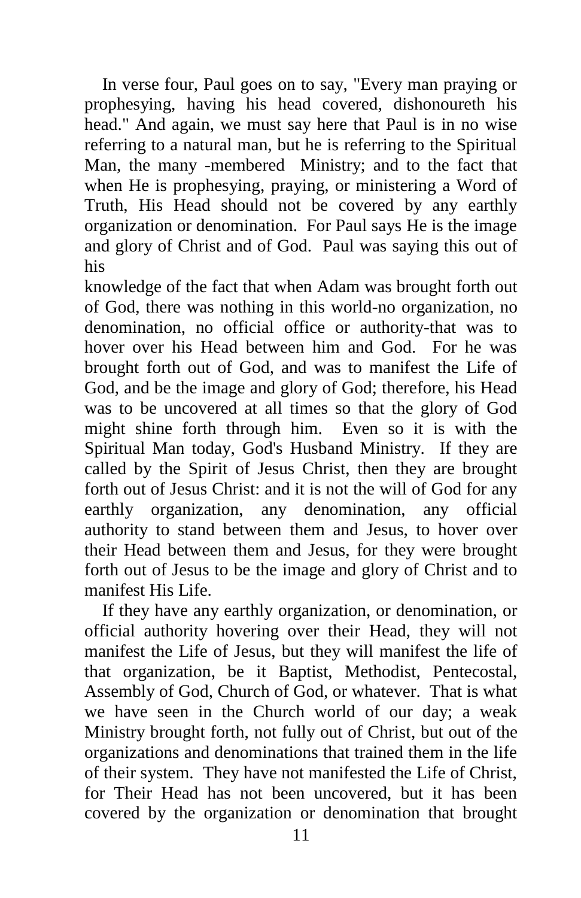In verse four, Paul goes on to say, "Every man praying or prophesying, having his head covered, dishonoureth his head." And again, we must say here that Paul is in no wise referring to a natural man, but he is referring to the Spiritual Man, the many -membered Ministry; and to the fact that when He is prophesying, praying, or ministering a Word of Truth, His Head should not be covered by any earthly organization or denomination. For Paul says He is the image and glory of Christ and of God. Paul was saying this out of his knowledge of the fact that when Adam was brought forth out of God, there was nothing in this world-no organization, no denomination, no official office or authority-that was to hover over his Head between him and God. For he was brought forth out of God, and was to manifest the Life of God, and be the image and glory of God; therefore, his Head was to be uncovered at all times so that the glory of God might shine forth through him. Even so it is with the Spiritual Man today, God's Husband Ministry. If they are called by the Spirit of Jesus Christ, then they are brought forth out of Jesus Christ: and it is not the will of God for any earthly organization, any denomination, any official authority to stand between them and Jesus, to hover over their Head between them and Jesus, for they were brought forth out of Jesus to be the image and glory of Christ and to manifest His Life.

If they have any earthly organization, or denomination, or official authority hovering over their Head, they will not manifest the Life of Jesus, but they will manifest the life of that organization, be it Baptist, Methodist, Pentecostal, Assembly of God, Church of God, or whatever. That is what we have seen in the Church world of our day; a weak Ministry brought forth, not fully out of Christ, but out of the organizations and denominations that trained them in the life of their system. They have not manifested the Life of Christ, for Their Head has not been uncovered, but it has been covered by the organization or denomination that brought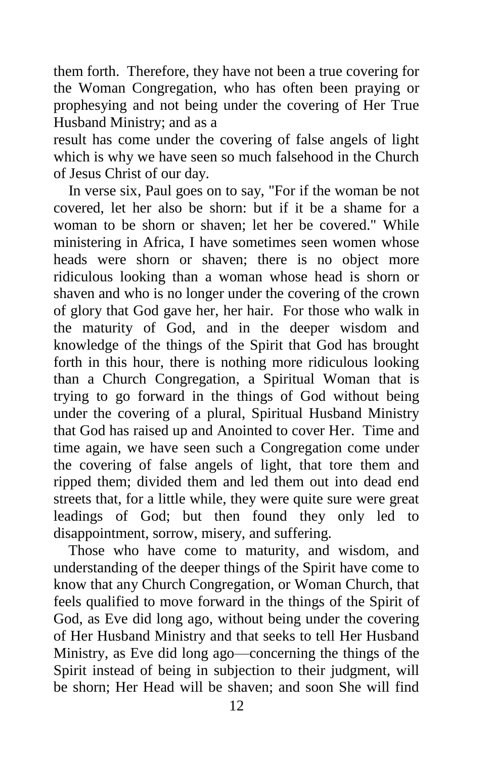them forth. Therefore, they have not been a true covering for the Woman Congregation, who has often been praying or prophesying and not being under the covering of Her True Husband Ministry; and as a result has come under the covering of false angels of light which is why we have seen so much falsehood in the Church of Jesus Christ of our day.

In verse six, Paul goes on to say, "For if the woman be not covered, let her also be shorn: but if it be a shame for a woman to be shorn or shaven; let her be covered." While ministering in Africa, I have sometimes seen women whose heads were shorn or shaven; there is no object more ridiculous looking than a woman whose head is shorn or shaven and who is no longer under the covering of the crown of glory that God gave her, her hair. For those who walk in the maturity of God, and in the deeper wisdom and knowledge of the things of the Spirit that God has brought forth in this hour, there is nothing more ridiculous looking than a Church Congregation, a Spiritual Woman that is trying to go forward in the things of God without being under the covering of a plural, Spiritual Husband Ministry that God has raised up and Anointed to cover Her. Time and time again, we have seen such a Congregation come under the covering of false angels of light, that tore them and ripped them; divided them and led them out into dead end streets that, for a little while, they were quite sure were great leadings of God; but then found they only led to disappointment, sorrow, misery, and suffering.

Those who have come to maturity, and wisdom, and understanding of the deeper things of the Spirit have come to know that any Church Congregation, or Woman Church, that feels qualified to move forward in the things of the Spirit of God, as Eve did long ago, without being under the covering of Her Husband Ministry and that seeks to tell Her Husband Ministry, as Eve did long ago—concerning the things of the Spirit instead of being in subjection to their judgment, will be shorn; Her Head will be shaven; and soon She will find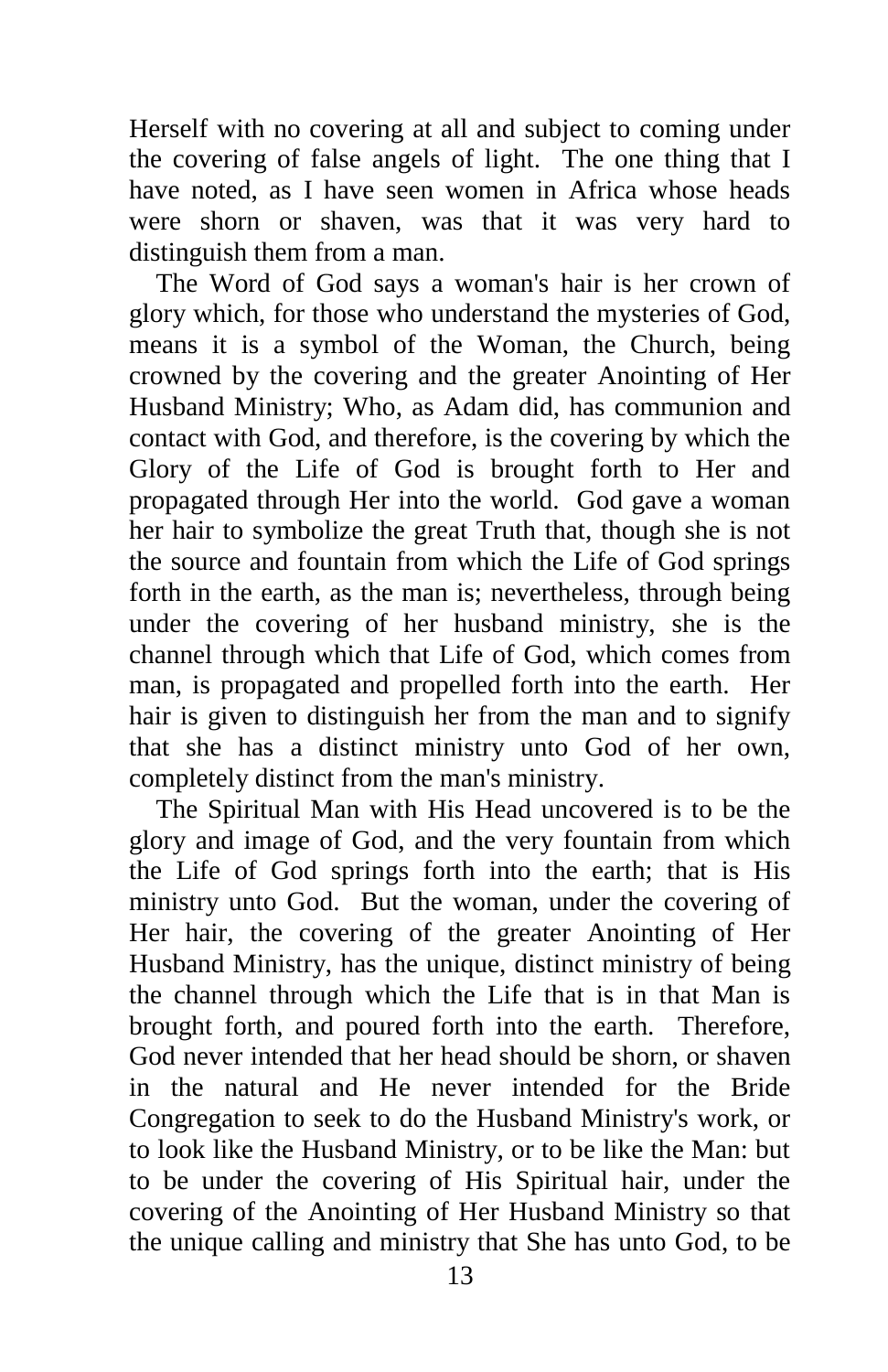Herself with no covering at all and subject to coming under the covering of false angels of light. The one thing that I have noted, as I have seen women in Africa whose heads were shorn or shaven, was that it was very hard to distinguish them from a man.

The Word of God says a woman's hair is her crown of glory which, for those who understand the mysteries of God, means it is a symbol of the Woman, the Church, being crowned by the covering and the greater Anointing of Her Husband Ministry; Who, as Adam did, has communion and contact with God, and therefore, is the covering by which the Glory of the Life of God is brought forth to Her and propagated through Her into the world. God gave a woman her hair to symbolize the great Truth that, though she is not the source and fountain from which the Life of God springs forth in the earth, as the man is; nevertheless, through being under the covering of her husband ministry, she is the channel through which that Life of God, which comes from man, is propagated and propelled forth into the earth. Her hair is given to distinguish her from the man and to signify that she has a distinct ministry unto God of her own, completely distinct from the man's ministry.

The Spiritual Man with His Head uncovered is to be the glory and image of God, and the very fountain from which the Life of God springs forth into the earth; that is His ministry unto God. But the woman, under the covering of Her hair, the covering of the greater Anointing of Her Husband Ministry, has the unique, distinct ministry of being the channel through which the Life that is in that Man is brought forth, and poured forth into the earth. Therefore, God never intended that her head should be shorn, or shaven in the natural and He never intended for the Bride Congregation to seek to do the Husband Ministry's work, or to look like the Husband Ministry, or to be like the Man: but to be under the covering of His Spiritual hair, under the covering of the Anointing of Her Husband Ministry so that the unique calling and ministry that She has unto God, to be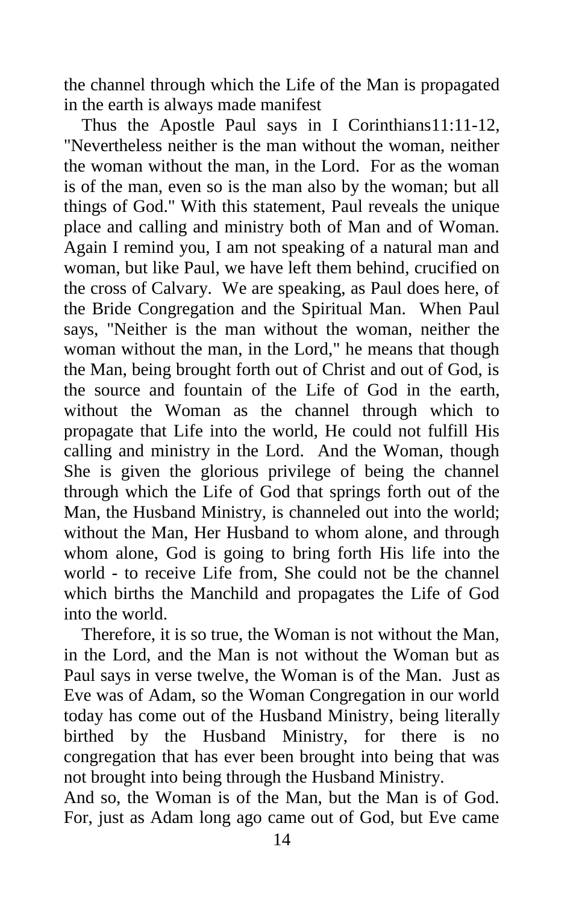the channel through which the Life of the Man is propagated in the earth is always made manifest

Thus the Apostle Paul says in I Corinthians11:11-12, "Nevertheless neither is the man without the woman, neither the woman without the man, in the Lord. For as the woman is of the man, even so is the man also by the woman; but all things of God." With this statement, Paul reveals the unique place and calling and ministry both of Man and of Woman. Again I remind you, I am not speaking of a natural man and woman, but like Paul, we have left them behind, crucified on the cross of Calvary. We are speaking, as Paul does here, of the Bride Congregation and the Spiritual Man. When Paul says, "Neither is the man without the woman, neither the woman without the man, in the Lord," he means that though the Man, being brought forth out of Christ and out of God, is the source and fountain of the Life of God in the earth, without the Woman as the channel through which to propagate that Life into the world, He could not fulfill His calling and ministry in the Lord. And the Woman, though She is given the glorious privilege of being the channel through which the Life of God that springs forth out of the Man, the Husband Ministry, is channeled out into the world; without the Man, Her Husband to whom alone, and through whom alone, God is going to bring forth His life into the world - to receive Life from, She could not be the channel which births the Manchild and propagates the Life of God into the world.

Therefore, it is so true, the Woman is not without the Man, in the Lord, and the Man is not without the Woman but as Paul says in verse twelve, the Woman is of the Man. Just as Eve was of Adam, so the Woman Congregation in our world today has come out of the Husband Ministry, being literally birthed by the Husband Ministry, for there is no congregation that has ever been brought into being that was not brought into being through the Husband Ministry.

And so, the Woman is of the Man, but the Man is of God. For, just as Adam long ago came out of God, but Eve came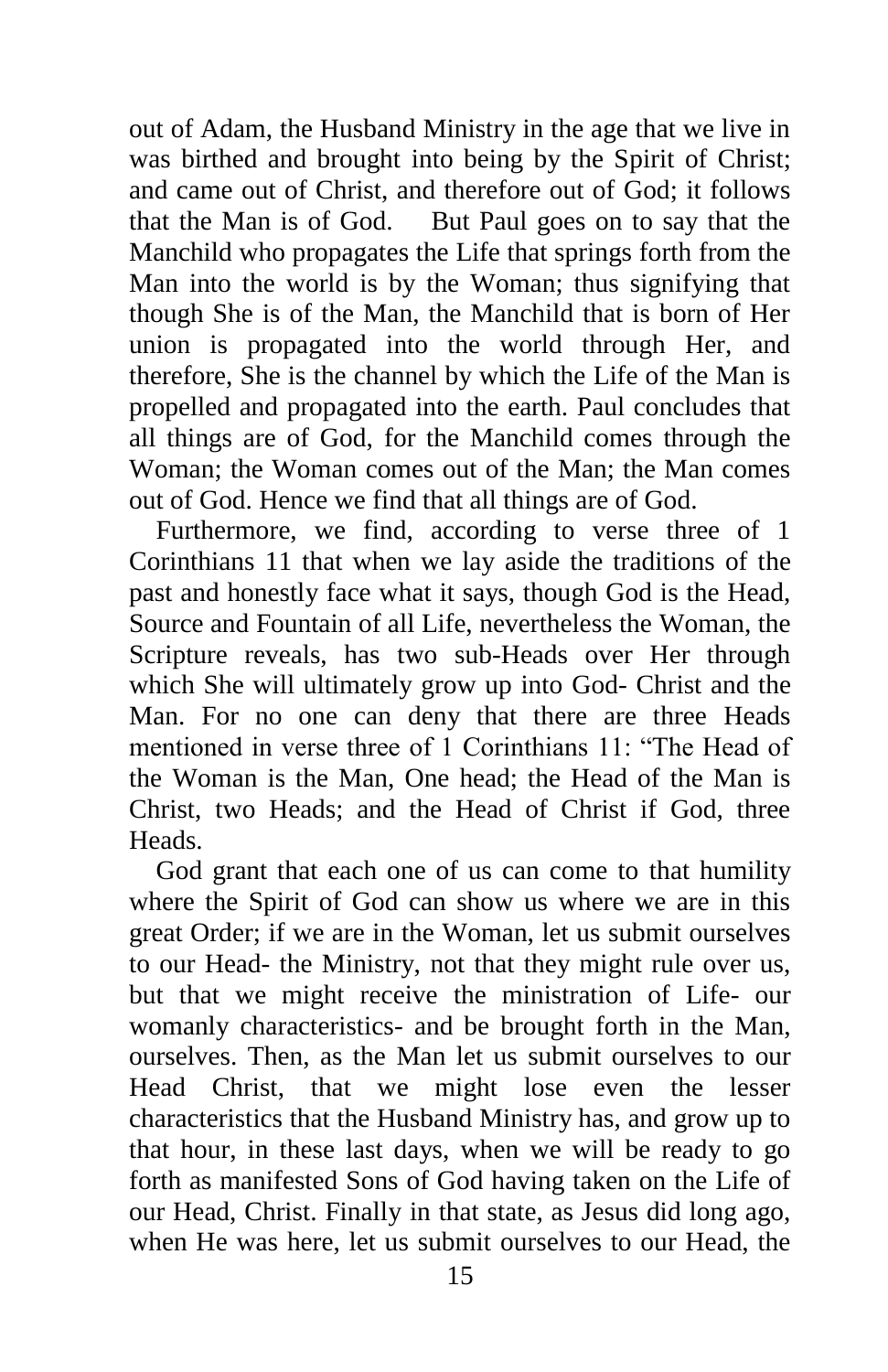out of Adam, the Husband Ministry in the age that we live in was birthed and brought into being by the Spirit of Christ; and came out of Christ, and therefore out of God; it follows that the Man is of God.   But Paul goes on to say that the Manchild who propagates the Life that springs forth from the Man into the world is by the Woman; thus signifying that though She is of the Man, the Manchild that is born of Her union is propagated into the world through Her, and therefore, She is the channel by which the Life of the Man is propelled and propagated into the earth. Paul concludes that all things are of God, for the Manchild comes through the Woman; the Woman comes out of the Man; the Man comes out of God. Hence we find that all things are of God.

Furthermore, we find, according to verse three of 1 Corinthians 11 that when we lay aside the traditions of the past and honestly face what it says, though God is the Head, Source and Fountain of all Life, nevertheless the Woman, the Scripture reveals, has two sub-Heads over Her through which She will ultimately grow up into God- Christ and the Man. For no one can deny that there are three Heads mentioned in verse three of 1 Corinthians 11: "The Head of the Woman is the Man, One head; the Head of the Man is Christ, two Heads; and the Head of Christ if God, three Heads.

God grant that each one of us can come to that humility where the Spirit of God can show us where we are in this great Order; if we are in the Woman, let us submit ourselves to our Head- the Ministry, not that they might rule over us, but that we might receive the ministration of Life- our womanly characteristics- and be brought forth in the Man, ourselves. Then, as the Man let us submit ourselves to our Head Christ, that we might lose even the lesser characteristics that the Husband Ministry has, and grow up to that hour, in these last days, when we will be ready to go forth as manifested Sons of God having taken on the Life of our Head, Christ. Finally in that state, as Jesus did long ago, when He was here, let us submit ourselves to our Head, the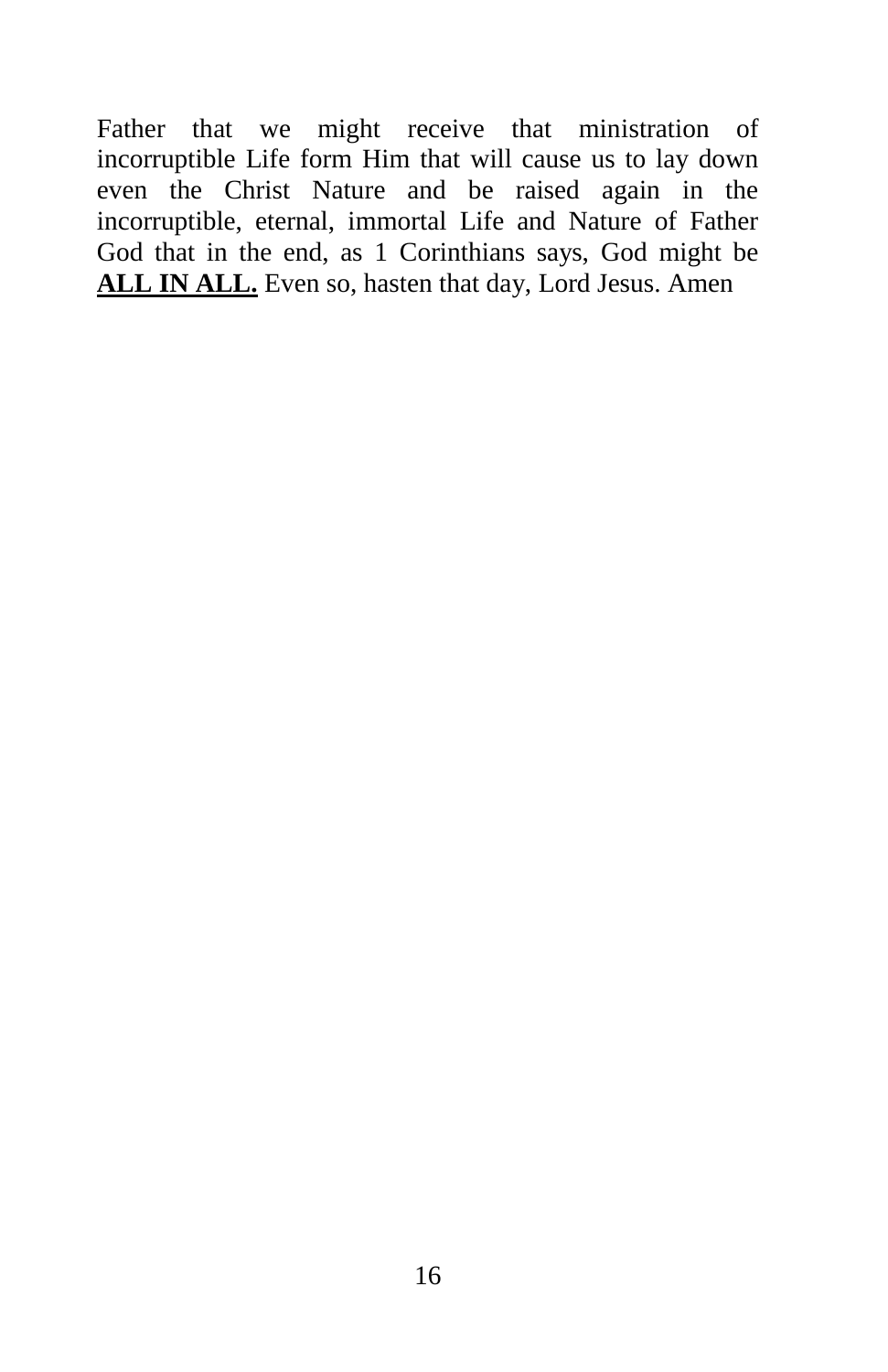Father that we might receive that ministration of incorruptible Life form Him that will cause us to lay down even the Christ Nature and be raised again in the incorruptible, eternal, immortal Life and Nature of Father God that in the end, as 1 Corinthians says, God might be **ALL IN ALL.** Even so, hasten that day, Lord Jesus. Amen